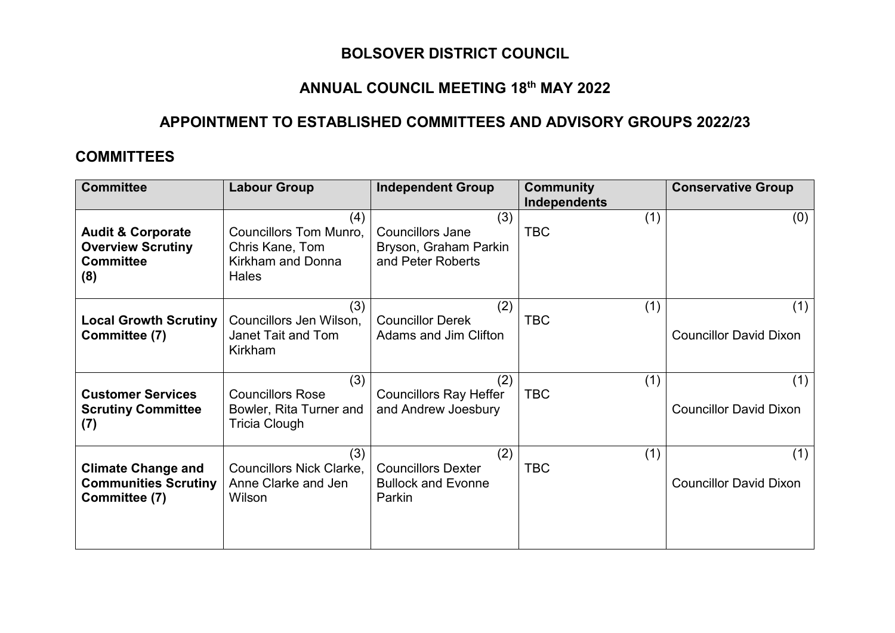# BOLSOVER DISTRICT COUNCIL

## ANNUAL COUNCIL MEETING 18th MAY 2022

## APPOINTMENT TO ESTABLISHED COMMITTEES AND ADVISORY GROUPS 2022/23

## COMMITTEES

| Committee | Labour Group | Independent Group | Community Independents | Conservative Group |
|---|---|---|---|---|
| **Audit & Corporate Overview Scrutiny Committee (8)** | (4) Councillors Tom Munro, Chris Kane, Tom Kirkham and Donna Hales | (3) Councillors Jane Bryson, Graham Parkin and Peter Roberts | (1) TBC | (0) |
| **Local Growth Scrutiny Committee (7)** | (3) Councillors Jen Wilson, Janet Tait and Tom Kirkham | (2) Councillor Derek Adams and Jim Clifton | (1) TBC | (1) Councillor David Dixon |
| **Customer Services Scrutiny Committee (7)** | (3) Councillors Rose Bowler, Rita Turner and Tricia Clough | (2) Councillors Ray Heffer and Andrew Joesbury | (1) TBC | (1) Councillor David Dixon |
| **Climate Change and Communities Scrutiny Committee (7)** | (3) Councillors Nick Clarke, Anne Clarke and Jen Wilson | (2) Councillors Dexter Bullock and Evonne Parkin | (1) TBC | (1) Councillor David Dixon |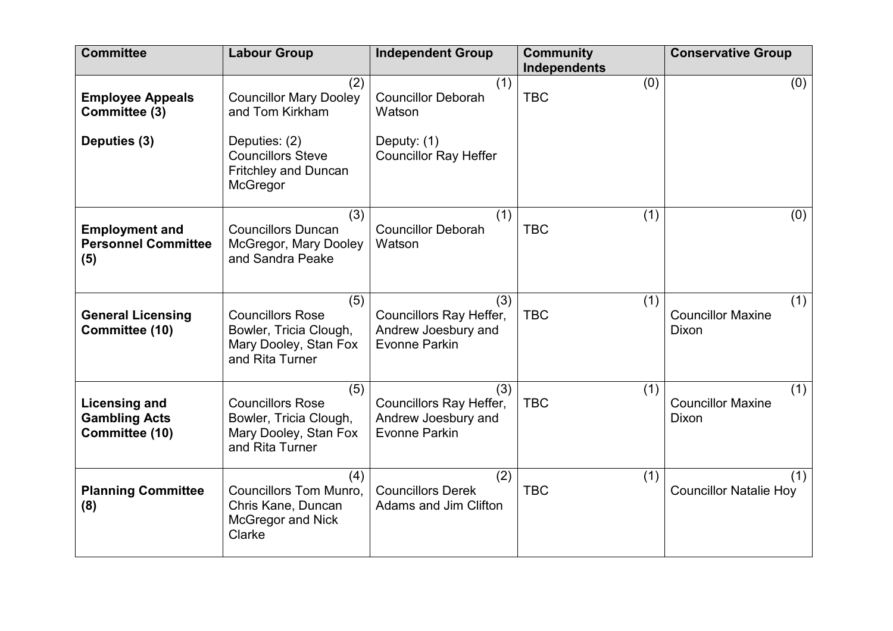| Committee | Labour Group | Independent Group | Community Independents | Conservative Group |
|---|---|---|---|---|
| **Employee Appeals Committee (3)**<br><br>**Deputies (3)** | (2)<br>Councillor Mary Dooley and Tom Kirkham<br><br>Deputies: (2)<br>Councillors Steve Fritchley and Duncan McGregor | (1)<br>Councillor Deborah Watson<br><br>Deputy: (1)<br>Councillor Ray Heffer | (0)<br>TBC | (0) |
| **Employment and Personnel Committee (5)** | (3)<br>Councillors Duncan McGregor, Mary Dooley and Sandra Peake | (1)<br>Councillor Deborah Watson | (1)<br>TBC | (0) |
| **General Licensing Committee (10)** | (5)<br>Councillors Rose Bowler, Tricia Clough, Mary Dooley, Stan Fox and Rita Turner | (3)<br>Councillors Ray Heffer, Andrew Joesbury and Evonne Parkin | (1)<br>TBC | (1)<br>Councillor Maxine Dixon |
| **Licensing and Gambling Acts Committee (10)** | (5)<br>Councillors Rose Bowler, Tricia Clough, Mary Dooley, Stan Fox and Rita Turner | (3)<br>Councillors Ray Heffer, Andrew Joesbury and Evonne Parkin | (1)<br>TBC | (1)<br>Councillor Maxine Dixon |
| **Planning Committee (8)** | (4)<br>Councillors Tom Munro, Chris Kane, Duncan McGregor and Nick Clarke | (2)<br>Councillors Derek Adams and Jim Clifton | (1)<br>TBC | (1)<br>Councillor Natalie Hoy |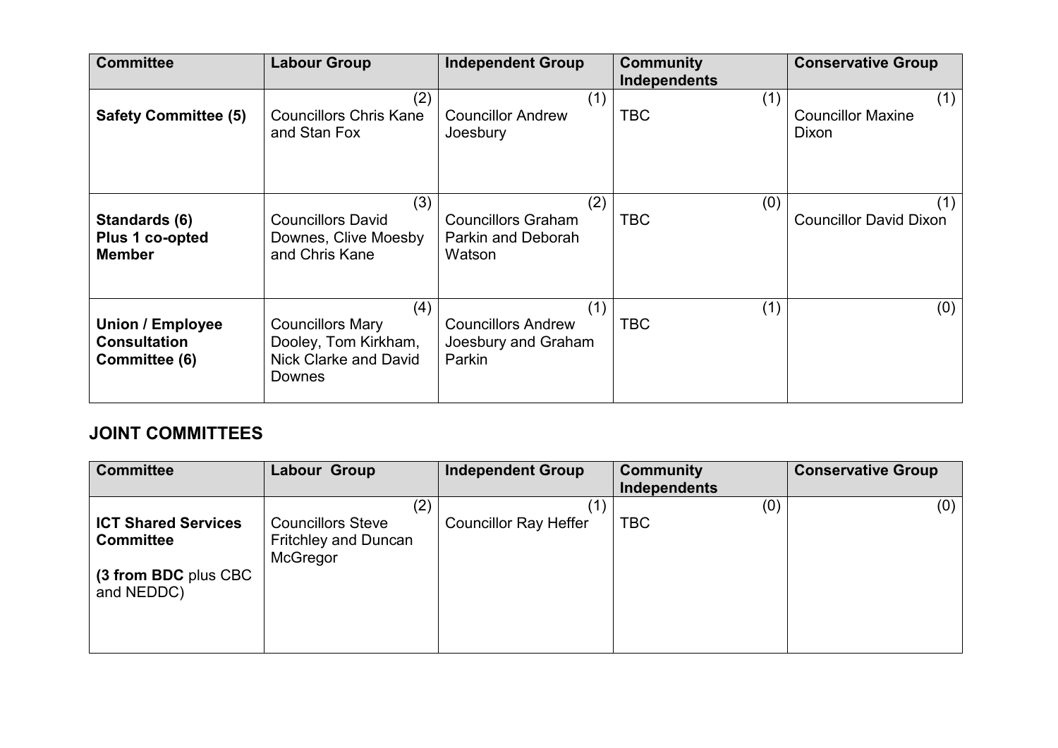| Committee | Labour Group | Independent Group | Community Independents | Conservative Group |
|---|---|---|---|---|
| **Safety Committee (5)** | (2) Councillors Chris Kane and Stan Fox | (1) Councillor Andrew Joesbury | (1) TBC | (1) Councillor Maxine Dixon |
| **Standards (6) Plus 1 co-opted Member** | (3) Councillors David Downes, Clive Moesby and Chris Kane | (2) Councillors Graham Parkin and Deborah Watson | (0) TBC | (1) Councillor David Dixon |
| **Union / Employee Consultation Committee (6)** | (4) Councillors Mary Dooley, Tom Kirkham, Nick Clarke and David Downes | (1) Councillors Andrew Joesbury and Graham Parkin | (1) TBC | (0) |

## JOINT COMMITTEES

| Committee | Labour Group | Independent Group | Community Independents | Conservative Group |
|---|---|---|---|---|
| **ICT Shared Services Committee** (**3 from BDC** plus CBC and NEDDC) | (2) Councillors Steve Fritchley and Duncan McGregor | (1) Councillor Ray Heffer | (0) TBC | (0) |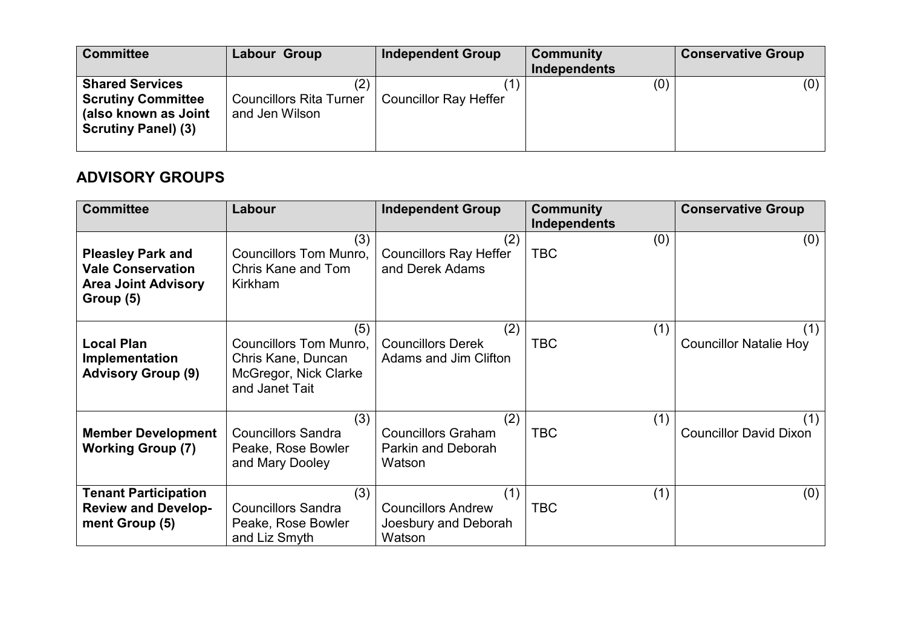| Committee | Labour Group | Independent Group | Community Independents | Conservative Group |
|---|---|---|---|---|
| **Shared Services Scrutiny Committee (also known as Joint Scrutiny Panel) (3)** | (2) Councillors Rita Turner and Jen Wilson | (1) Councillor Ray Heffer | (0) | (0) |

## ADVISORY GROUPS

| Committee | Labour | Independent Group | Community Independents | Conservative Group |
|---|---|---|---|---|
| **Pleasley Park and Vale Conservation Area Joint Advisory Group (5)** | (3) Councillors Tom Munro, Chris Kane and Tom Kirkham | (2) Councillors Ray Heffer and Derek Adams | (0) TBC | (0) |
| **Local Plan Implementation Advisory Group (9)** | (5) Councillors Tom Munro, Chris Kane, Duncan McGregor, Nick Clarke and Janet Tait | (2) Councillors Derek Adams and Jim Clifton | (1) TBC | (1) Councillor Natalie Hoy |
| **Member Development Working Group (7)** | (3) Councillors Sandra Peake, Rose Bowler and Mary Dooley | (2) Councillors Graham Parkin and Deborah Watson | (1) TBC | (1) Councillor David Dixon |
| **Tenant Participation Review and Develop-ment Group (5)** | (3) Councillors Sandra Peake, Rose Bowler and Liz Smyth | (1) Councillors Andrew Joesbury and Deborah Watson | (1) TBC | (0) |